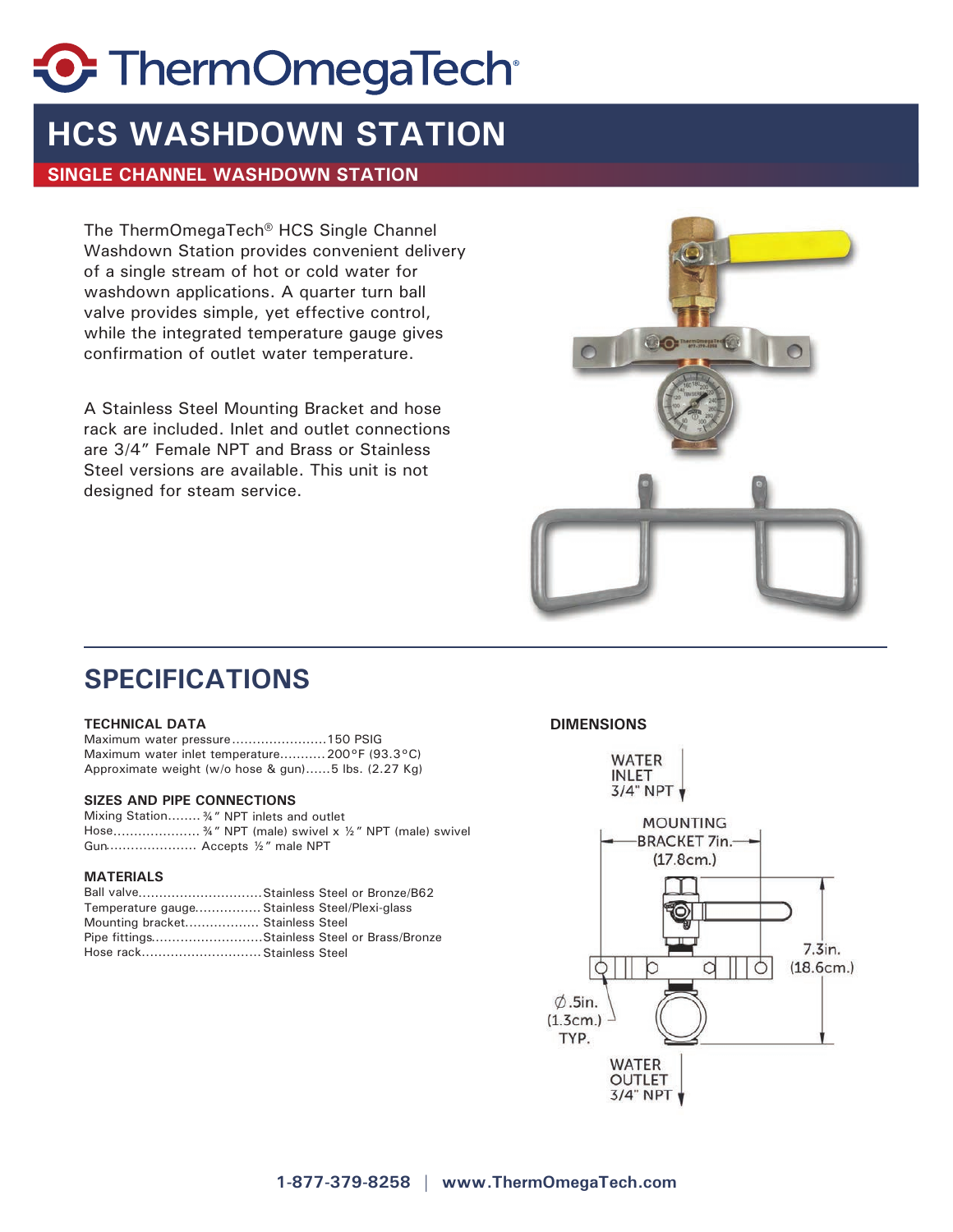# ThermOmegaTech®

## HCS WASHDOWN STATION

### SINGLE CHANNEL WASHDOWN STATION

The ThermOmegaTech® HCS Single Channel Washdown Station provides convenient delivery of a single stream of hot or cold water for washdown applications. A quarter turn ball valve provides simple, yet effective control, while the integrated temperature gauge gives confirmation of outlet water temperature.

A Stainless Steel Mounting Bracket and hose rack are included. Inlet and outlet connections are 3/4" Female NPT and Brass or Stainless Steel versions are available. This unit is not designed for steam service.

## SPECIFICATIONS

**TECHNICAL DATA**

Maximum water pressure.......................150 PSIG
Maximum water inlet temperature...........200°F (93.3°C)
Approximate weight (w/o hose & gun)......5 lbs. (2.27 Kg)

**SIZES AND PIPE CONNECTIONS**

Mixing Station........ ¾" NPT inlets and outlet
Hose..................... ¾" NPT (male) swivel x ½" NPT (male) swivel
Gun...................... Accepts ½" male NPT

**MATERIALS**

Ball valve..............................Stainless Steel or Bronze/B62
Temperature gauge................ Stainless Steel/Plexi-glass
Mounting bracket.................. Stainless Steel
Pipe fittings...........................Stainless Steel or Brass/Bronze
Hose rack.............................Stainless Steel

**DIMENSIONS**

WATER INLET 3/4" NPT
MOUNTING BRACKET 7in. (17.8cm.)
7.3in. (18.6cm.)
∅.5in. (1.3cm.) TYP.
WATER OUTLET 3/4" NPT

1-877-379-8258 | www.ThermOmegaTech.com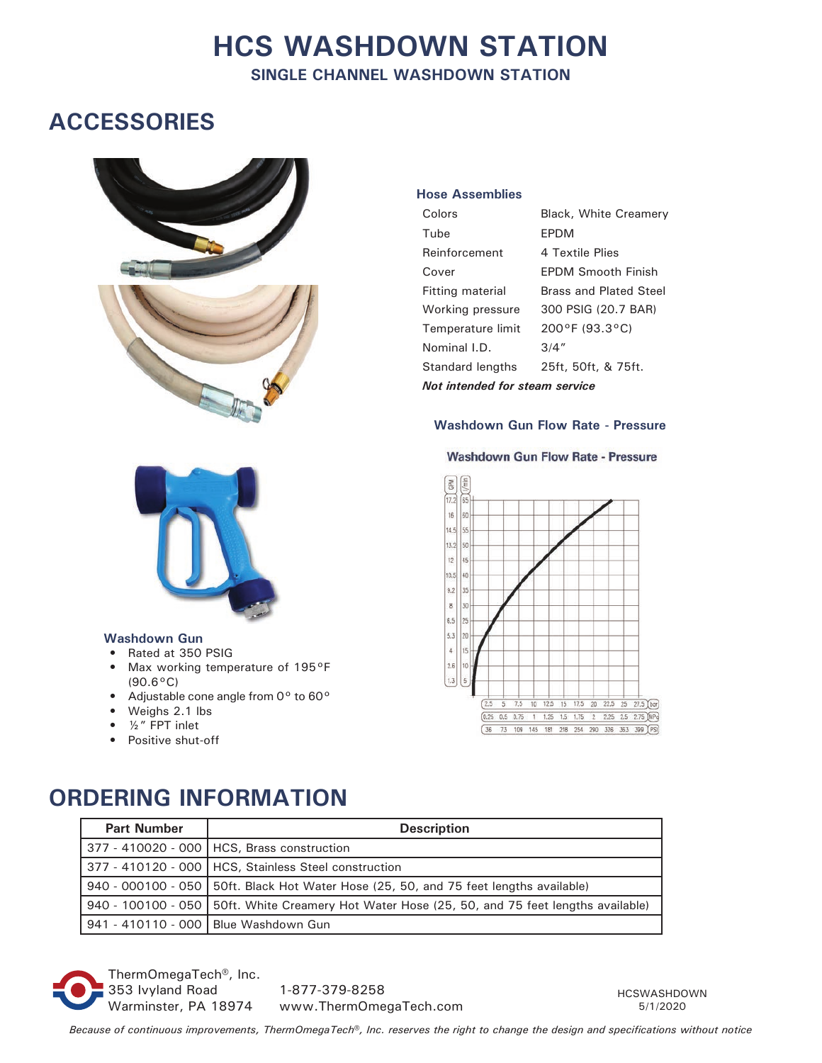# HCS WASHDOWN STATION

**SINGLE CHANNEL WASHDOWN STATION**

## ACCESSORIES

### Hose Assemblies

| | |
|---|---|
| Colors | Black, White Creamery |
| Tube | EPDM |
| Reinforcement | 4 Textile Plies |
| Cover | EPDM Smooth Finish |
| Fitting material | Brass and Plated Steel |
| Working pressure | 300 PSIG (20.7 BAR) |
| Temperature limit | 200°F (93.3°C) |
| Nominal I.D. | 3/4" |
| Standard lengths | 25ft, 50ft, & 75ft. |

***Not intended for steam service***

### Washdown Gun

- Rated at 350 PSIG
- Max working temperature of 195°F (90.6°C)
- Adjustable cone angle from 0° to 60°
- Weighs 2.1 lbs
- ½" FPT inlet
- Positive shut-off

### Washdown Gun Flow Rate - Pressure

Washdown Gun Flow Rate - Pressure

GPM: 17.2, 16, 14.5, 13.2, 12, 10.5, 9.2, 8, 6.5, 5.3, 4, 2.6, 1.3

l/min: 65, 60, 55, 50, 45, 40, 35, 30, 25, 20, 15, 10, 5

bar: 2.5, 5, 7.5, 10, 12.5, 15, 17.5, 20, 22.5, 25, 27.5

MPa: 0.25, 0.5, 0.75, 1, 1.25, 1.5, 1.75, 2, 2.25, 2.5, 2.75

PSI: 36, 73, 109, 145, 181, 218, 254, 290, 326, 363, 399

## ORDERING INFORMATION

| Part Number | Description |
|---|---|
| 377 - 410020 - 000 | HCS, Brass construction |
| 377 - 410120 - 000 | HCS, Stainless Steel construction |
| 940 - 000100 - 050 | 50ft. Black Hot Water Hose (25, 50, and 75 feet lengths available) |
| 940 - 100100 - 050 | 50ft. White Creamery Hot Water Hose (25, 50, and 75 feet lengths available) |
| 941 - 410110 - 000 | Blue Washdown Gun |

ThermOmegaTech®, Inc.
353 Ivyland Road
Warminster, PA 18974

1-877-379-8258
www.ThermOmegaTech.com

HCSWASHDOWN
5/1/2020

*Because of continuous improvements, ThermOmegaTech®, Inc. reserves the right to change the design and specifications without notice*